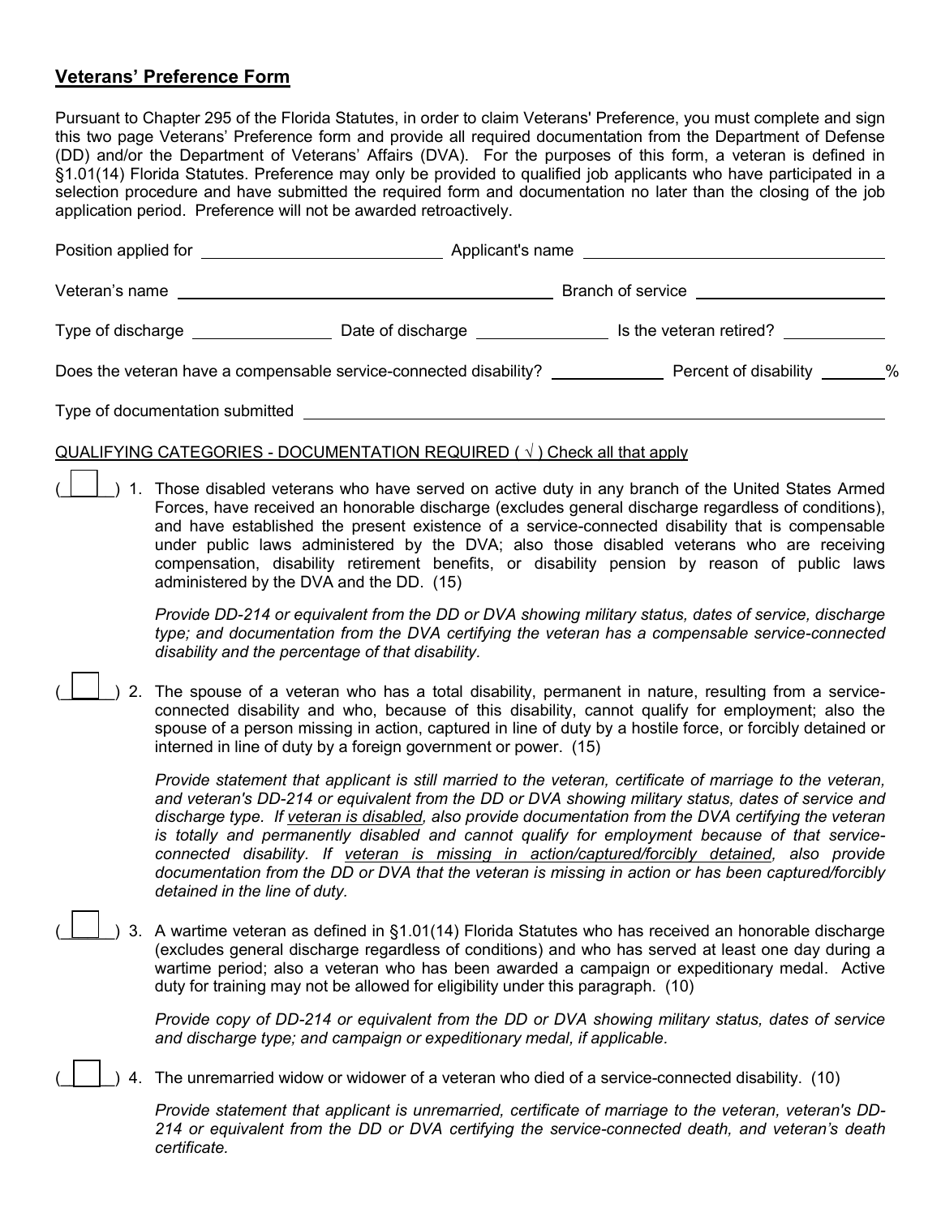## Veterans' Preference Form

Pursuant to Chapter 295 of the Florida Statutes, in order to claim Veterans' Preference, you must complete and sign this two page Veterans' Preference form and provide all required documentation from the Department of Defense (DD) and/or the Department of Veterans' Affairs (DVA). For the purposes of this form, a veteran is defined in §1.01(14) Florida Statutes. Preference may only be provided to qualified job applicants who have participated in a selection procedure and have submitted the required form and documentation no later than the closing of the job application period. Preference will not be awarded retroactively.

Position applied for \_\_\_\_\_\_\_\_\_\_\_\_\_\_\_\_\_\_\_\_ Applicant's name \_\_\_\_\_\_\_\_\_\_\_\_\_\_\_\_\_\_\_\_

Veteran's name \_\_\_\_\_\_\_\_\_\_\_\_\_\_\_\_\_\_\_\_ Branch of service \_\_\_\_\_\_\_\_\_\_\_\_\_\_\_\_\_\_\_\_

Type of discharge \_\_\_\_\_\_\_\_\_\_ Date of discharge \_\_\_\_\_\_\_\_\_\_ Is the veteran retired? \_\_\_\_\_\_\_\_\_\_

Does the veteran have a compensable service-connected disability? \_\_\_\_\_\_\_\_\_\_ Percent of disability \_\_\_\_\_\_%

Type of documentation submitted \_\_\_\_\_\_\_\_\_\_\_\_\_\_\_\_\_\_\_\_\_\_\_\_\_\_\_\_\_\_\_\_\_\_\_\_\_\_\_\_

QUALIFYING CATEGORIES - DOCUMENTATION REQUIRED ( √ ) Check all that apply

( ☐ ) 1. Those disabled veterans who have served on active duty in any branch of the United States Armed Forces, have received an honorable discharge (excludes general discharge regardless of conditions), and have established the present existence of a service-connected disability that is compensable under public laws administered by the DVA; also those disabled veterans who are receiving compensation, disability retirement benefits, or disability pension by reason of public laws administered by the DVA and the DD. (15)

*Provide DD-214 or equivalent from the DD or DVA showing military status, dates of service, discharge type; and documentation from the DVA certifying the veteran has a compensable service-connected disability and the percentage of that disability.*

( ☐ ) 2. The spouse of a veteran who has a total disability, permanent in nature, resulting from a service-connected disability and who, because of this disability, cannot qualify for employment; also the spouse of a person missing in action, captured in line of duty by a hostile force, or forcibly detained or interned in line of duty by a foreign government or power. (15)

*Provide statement that applicant is still married to the veteran, certificate of marriage to the veteran, and veteran's DD-214 or equivalent from the DD or DVA showing military status, dates of service and discharge type. If veteran is disabled, also provide documentation from the DVA certifying the veteran is totally and permanently disabled and cannot qualify for employment because of that service-connected disability. If veteran is missing in action/captured/forcibly detained, also provide documentation from the DD or DVA that the veteran is missing in action or has been captured/forcibly detained in the line of duty.*

( ☐ ) 3. A wartime veteran as defined in §1.01(14) Florida Statutes who has received an honorable discharge (excludes general discharge regardless of conditions) and who has served at least one day during a wartime period; also a veteran who has been awarded a campaign or expeditionary medal. Active duty for training may not be allowed for eligibility under this paragraph. (10)

*Provide copy of DD-214 or equivalent from the DD or DVA showing military status, dates of service and discharge type; and campaign or expeditionary medal, if applicable.*

( ☐ ) 4. The unremarried widow or widower of a veteran who died of a service-connected disability. (10)

*Provide statement that applicant is unremarried, certificate of marriage to the veteran, veteran's DD-214 or equivalent from the DD or DVA certifying the service-connected death, and veteran's death certificate.*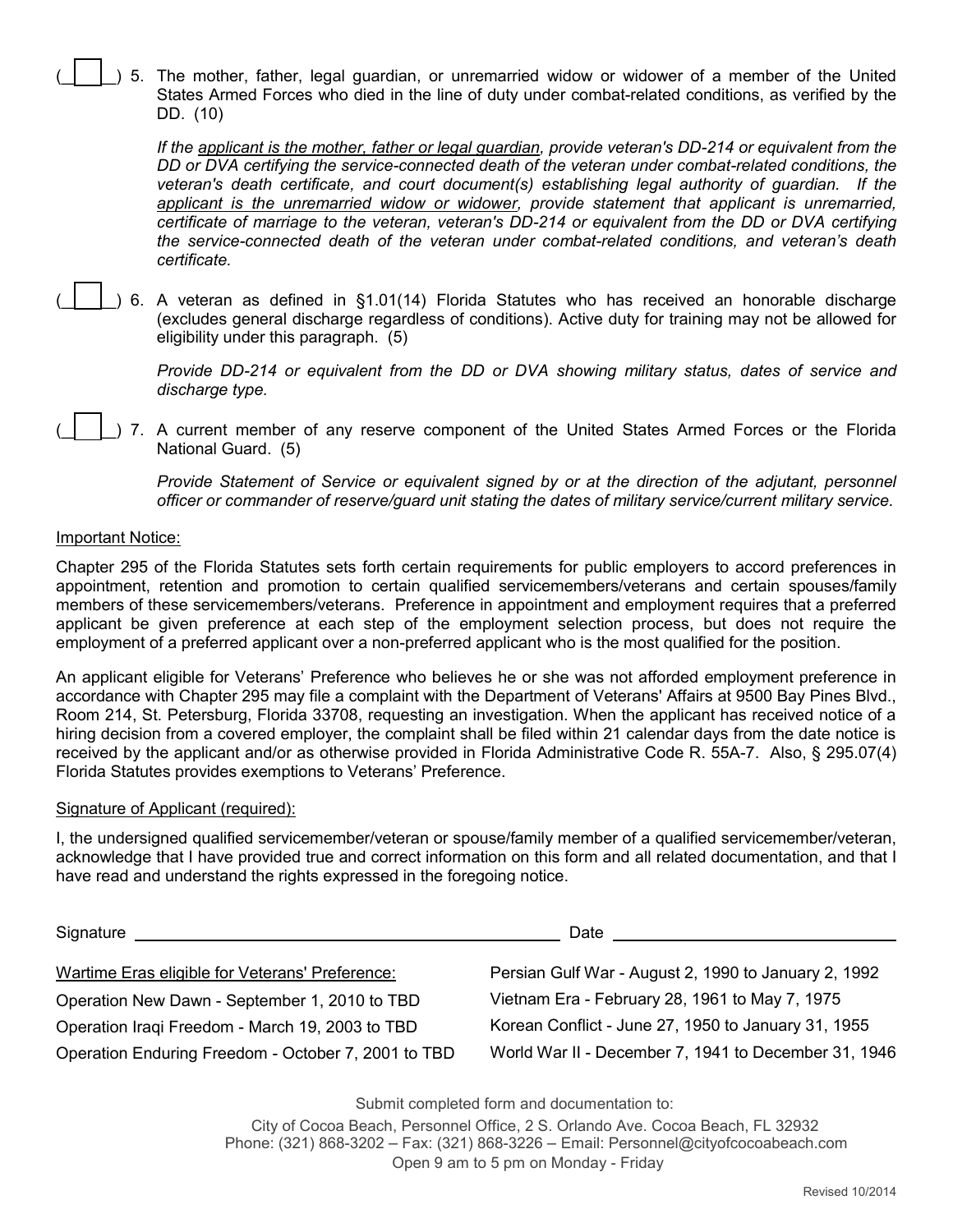(\_\_\_\_) 5. The mother, father, legal guardian, or unremarried widow or widower of a member of the United States Armed Forces who died in the line of duty under combat-related conditions, as verified by the DD. (10)

*If the applicant is the mother, father or legal guardian, provide veteran's DD-214 or equivalent from the DD or DVA certifying the service-connected death of the veteran under combat-related conditions, the veteran's death certificate, and court document(s) establishing legal authority of guardian. If the applicant is the unremarried widow or widower, provide statement that applicant is unremarried, certificate of marriage to the veteran, veteran's DD-214 or equivalent from the DD or DVA certifying the service-connected death of the veteran under combat-related conditions, and veteran's death certificate.*

(\_\_\_\_) 6. A veteran as defined in §1.01(14) Florida Statutes who has received an honorable discharge (excludes general discharge regardless of conditions). Active duty for training may not be allowed for eligibility under this paragraph. (5)

*Provide DD-214 or equivalent from the DD or DVA showing military status, dates of service and discharge type.*

(\_\_\_\_) 7. A current member of any reserve component of the United States Armed Forces or the Florida National Guard. (5)

*Provide Statement of Service or equivalent signed by or at the direction of the adjutant, personnel officer or commander of reserve/guard unit stating the dates of military service/current military service.*

Important Notice:

Chapter 295 of the Florida Statutes sets forth certain requirements for public employers to accord preferences in appointment, retention and promotion to certain qualified servicemembers/veterans and certain spouses/family members of these servicemembers/veterans. Preference in appointment and employment requires that a preferred applicant be given preference at each step of the employment selection process, but does not require the employment of a preferred applicant over a non-preferred applicant who is the most qualified for the position.

An applicant eligible for Veterans' Preference who believes he or she was not afforded employment preference in accordance with Chapter 295 may file a complaint with the Department of Veterans' Affairs at 9500 Bay Pines Blvd., Room 214, St. Petersburg, Florida 33708, requesting an investigation. When the applicant has received notice of a hiring decision from a covered employer, the complaint shall be filed within 21 calendar days from the date notice is received by the applicant and/or as otherwise provided in Florida Administrative Code R. 55A-7. Also, § 295.07(4) Florida Statutes provides exemptions to Veterans' Preference.

Signature of Applicant (required):

I, the undersigned qualified servicemember/veteran or spouse/family member of a qualified servicemember/veteran, acknowledge that I have provided true and correct information on this form and all related documentation, and that I have read and understand the rights expressed in the foregoing notice.

Signature \_\_\_\_\_\_\_\_\_\_\_\_\_\_\_\_\_\_\_\_\_\_\_\_\_\_\_\_\_\_ Date \_\_\_\_\_\_\_\_\_\_\_\_\_\_\_\_\_\_\_\_

Wartime Eras eligible for Veterans' Preference:

Operation New Dawn - September 1, 2010 to TBD

Operation Iraqi Freedom - March 19, 2003 to TBD

Operation Enduring Freedom - October 7, 2001 to TBD

Persian Gulf War - August 2, 1990 to January 2, 1992

Vietnam Era - February 28, 1961 to May 7, 1975

Korean Conflict - June 27, 1950 to January 31, 1955

World War II - December 7, 1941 to December 31, 1946

Submit completed form and documentation to:

City of Cocoa Beach, Personnel Office, 2 S. Orlando Ave. Cocoa Beach, FL 32932

Phone: (321) 868-3202 – Fax: (321) 868-3226 – Email: Personnel@cityofcocoabeach.com

Open 9 am to 5 pm on Monday - Friday

Revised 10/2014